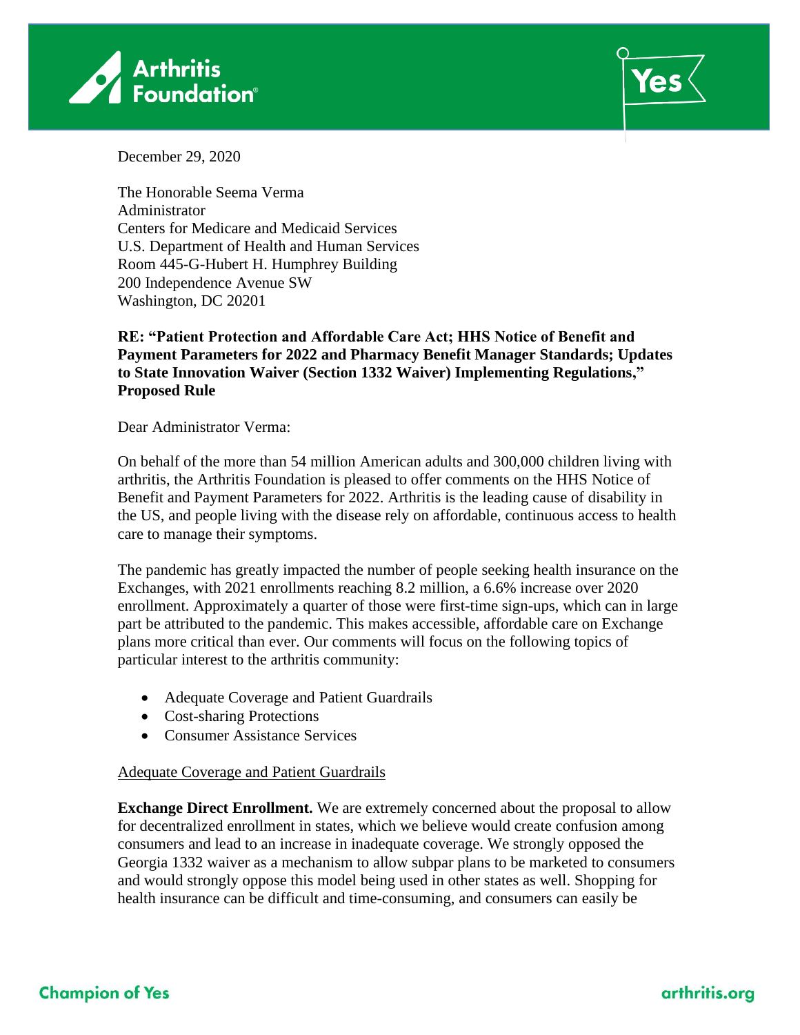December 29, 2020

The Honorable Seema Verma
Administrator
Centers for Medicare and Medicaid Services
U.S. Department of Health and Human Services
Room 445-G-Hubert H. Humphrey Building
200 Independence Avenue SW
Washington, DC 20201

**RE: "Patient Protection and Affordable Care Act; HHS Notice of Benefit and Payment Parameters for 2022 and Pharmacy Benefit Manager Standards; Updates to State Innovation Waiver (Section 1332 Waiver) Implementing Regulations," Proposed Rule**

Dear Administrator Verma:

On behalf of the more than 54 million American adults and 300,000 children living with arthritis, the Arthritis Foundation is pleased to offer comments on the HHS Notice of Benefit and Payment Parameters for 2022. Arthritis is the leading cause of disability in the US, and people living with the disease rely on affordable, continuous access to health care to manage their symptoms.

The pandemic has greatly impacted the number of people seeking health insurance on the Exchanges, with 2021 enrollments reaching 8.2 million, a 6.6% increase over 2020 enrollment. Approximately a quarter of those were first-time sign-ups, which can in large part be attributed to the pandemic. This makes accessible, affordable care on Exchange plans more critical than ever. Our comments will focus on the following topics of particular interest to the arthritis community:

- Adequate Coverage and Patient Guardrails
- Cost-sharing Protections
- Consumer Assistance Services

<u>Adequate Coverage and Patient Guardrails</u>

**Exchange Direct Enrollment.** We are extremely concerned about the proposal to allow for decentralized enrollment in states, which we believe would create confusion among consumers and lead to an increase in inadequate coverage. We strongly opposed the Georgia 1332 waiver as a mechanism to allow subpar plans to be marketed to consumers and would strongly oppose this model being used in other states as well. Shopping for health insurance can be difficult and time-consuming, and consumers can easily be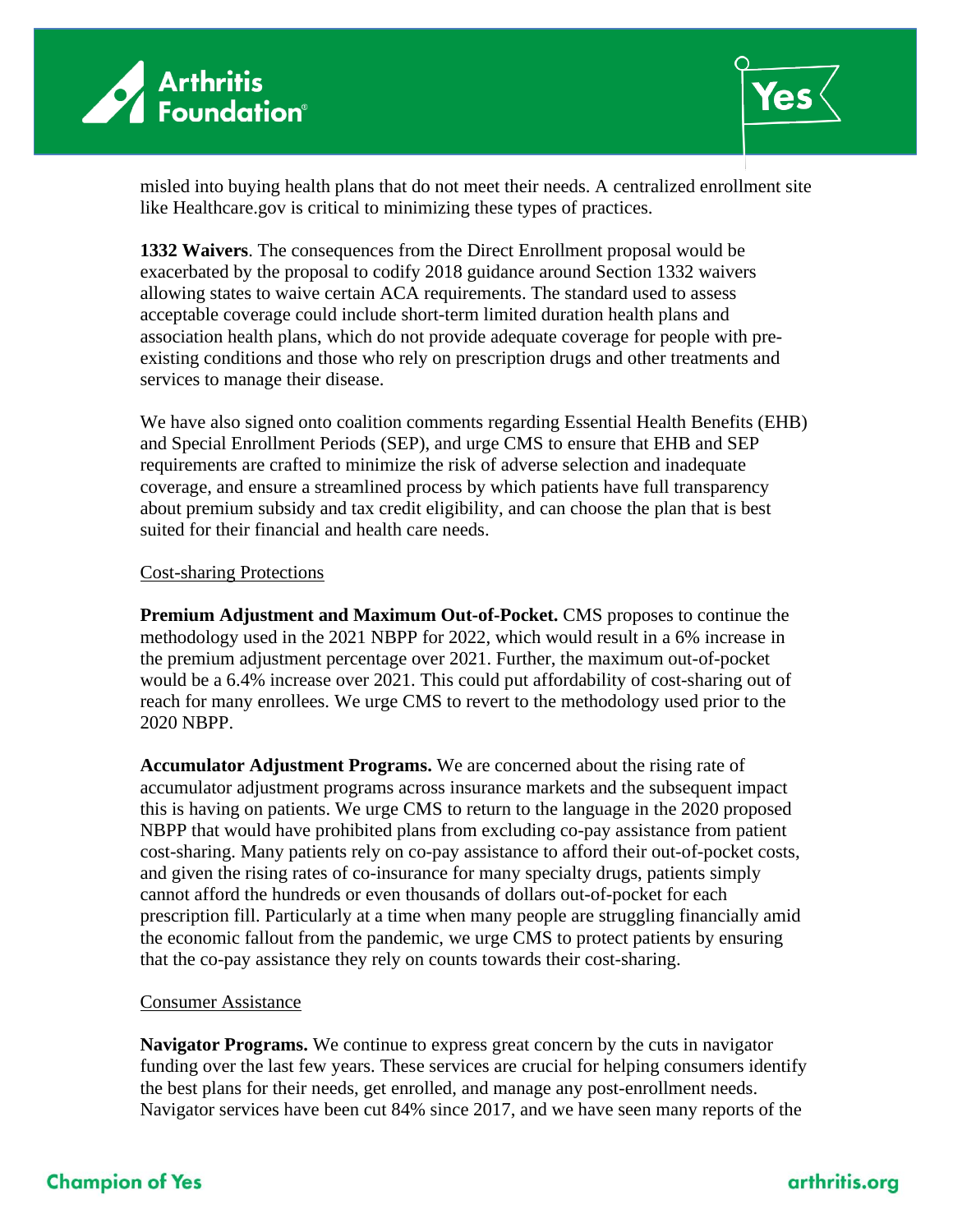misled into buying health plans that do not meet their needs. A centralized enrollment site like Healthcare.gov is critical to minimizing these types of practices.

**1332 Waivers**. The consequences from the Direct Enrollment proposal would be exacerbated by the proposal to codify 2018 guidance around Section 1332 waivers allowing states to waive certain ACA requirements. The standard used to assess acceptable coverage could include short-term limited duration health plans and association health plans, which do not provide adequate coverage for people with pre-existing conditions and those who rely on prescription drugs and other treatments and services to manage their disease.

We have also signed onto coalition comments regarding Essential Health Benefits (EHB) and Special Enrollment Periods (SEP), and urge CMS to ensure that EHB and SEP requirements are crafted to minimize the risk of adverse selection and inadequate coverage, and ensure a streamlined process by which patients have full transparency about premium subsidy and tax credit eligibility, and can choose the plan that is best suited for their financial and health care needs.

<u>Cost-sharing Protections</u>

**Premium Adjustment and Maximum Out-of-Pocket.** CMS proposes to continue the methodology used in the 2021 NBPP for 2022, which would result in a 6% increase in the premium adjustment percentage over 2021. Further, the maximum out-of-pocket would be a 6.4% increase over 2021. This could put affordability of cost-sharing out of reach for many enrollees. We urge CMS to revert to the methodology used prior to the 2020 NBPP.

**Accumulator Adjustment Programs.** We are concerned about the rising rate of accumulator adjustment programs across insurance markets and the subsequent impact this is having on patients. We urge CMS to return to the language in the 2020 proposed NBPP that would have prohibited plans from excluding co-pay assistance from patient cost-sharing. Many patients rely on co-pay assistance to afford their out-of-pocket costs, and given the rising rates of co-insurance for many specialty drugs, patients simply cannot afford the hundreds or even thousands of dollars out-of-pocket for each prescription fill. Particularly at a time when many people are struggling financially amid the economic fallout from the pandemic, we urge CMS to protect patients by ensuring that the co-pay assistance they rely on counts towards their cost-sharing.

<u>Consumer Assistance</u>

**Navigator Programs.** We continue to express great concern by the cuts in navigator funding over the last few years. These services are crucial for helping consumers identify the best plans for their needs, get enrolled, and manage any post-enrollment needs. Navigator services have been cut 84% since 2017, and we have seen many reports of the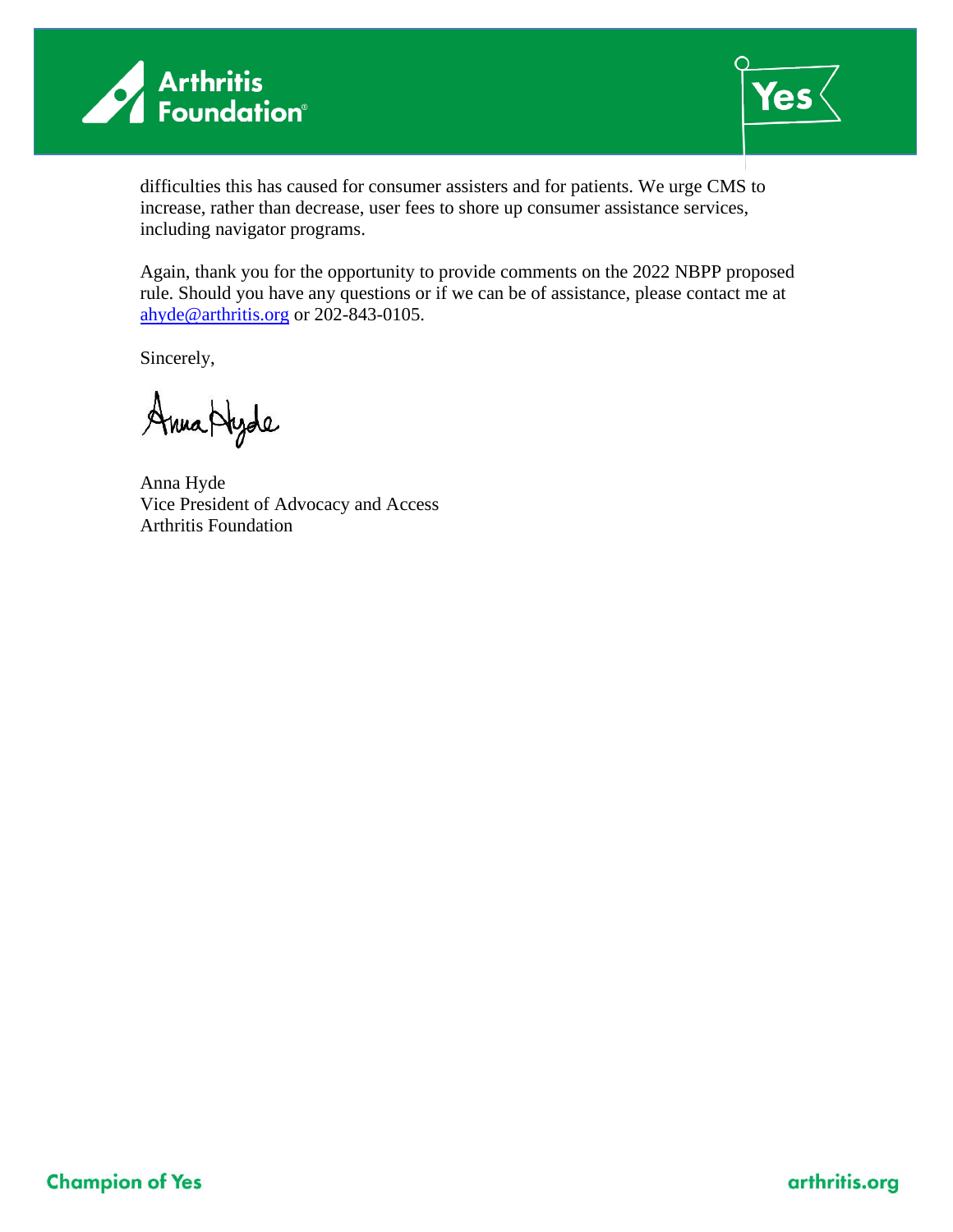difficulties this has caused for consumer assisters and for patients. We urge CMS to increase, rather than decrease, user fees to shore up consumer assistance services, including navigator programs.

Again, thank you for the opportunity to provide comments on the 2022 NBPP proposed rule. Should you have any questions or if we can be of assistance, please contact me at ahyde@arthritis.org or 202-843-0105.

Sincerely,

Anna Hyde
Vice President of Advocacy and Access
Arthritis Foundation